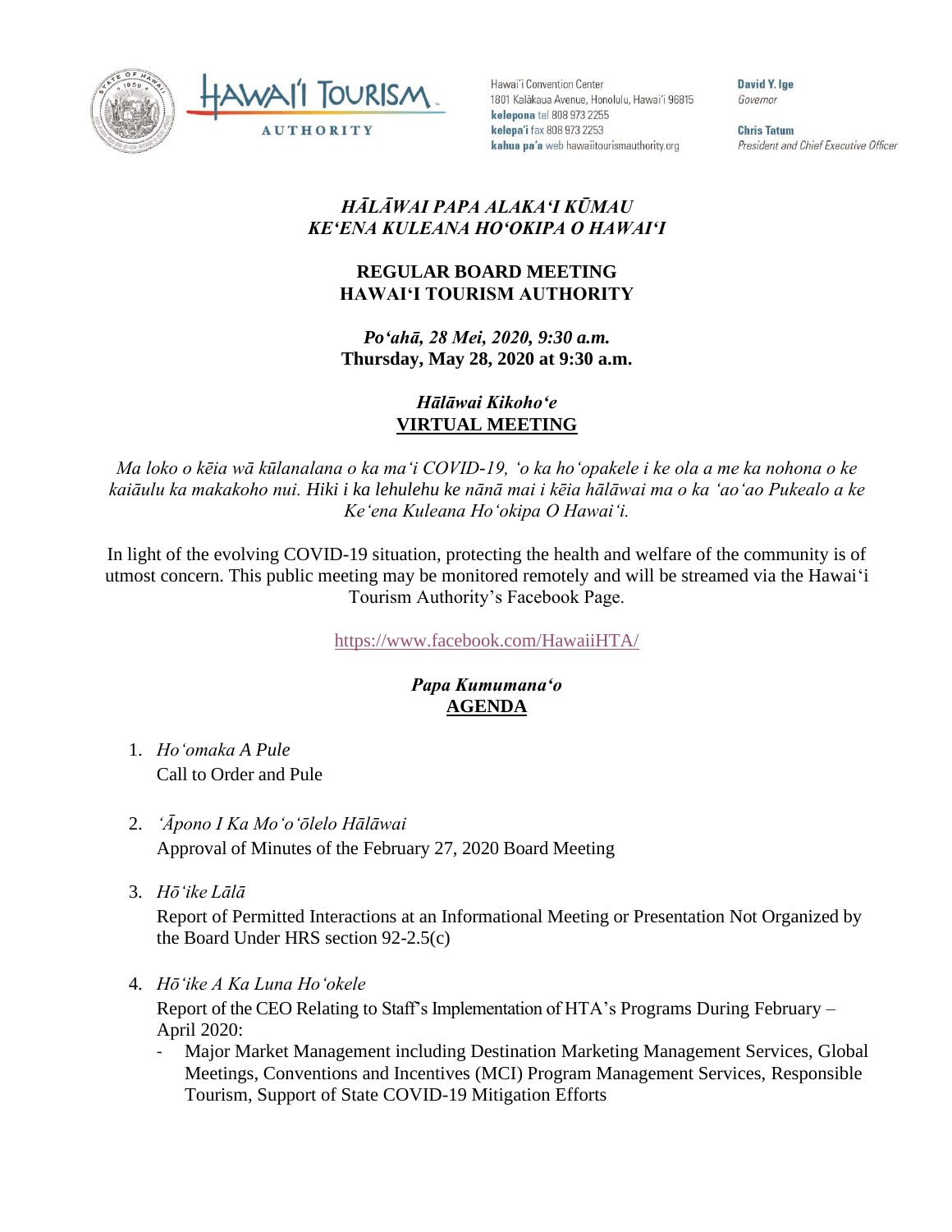Hawaiʻi Convention Center
1801 Kalākaua Avenue, Honolulu, Hawaiʻi 96815
**kelepona** tel 808 973 2255
**kelepaʻi** fax 808 973 2253
**kahua paʻa** web hawaiitourismauthority.org

**David Y. Ige**
*Governor*

**Chris Tatum**
*President and Chief Executive Officer*

## *HĀLĀWAI PAPA ALAKAʻI KŪMAU*
## *KEʻENA KULEANA HOʻOKIPA O HAWAIʻI*

## REGULAR BOARD MEETING
## HAWAIʻI TOURISM AUTHORITY

***Poʻahā, 28 Mei, 2020, 9:30 a.m.***
**Thursday, May 28, 2020 at 9:30 a.m.**

***Hālāwai Kikohoʻe***
**VIRTUAL MEETING**

*Ma loko o kēia wā kūlanalana o ka maʻi COVID-19, ʻo ka hoʻopakele i ke ola a me ka nohona o ke kaiāulu ka makakoho nui. Hiki i ka lehulehu ke nānā mai i kēia hālāwai ma o ka ʻaoʻao Pukealo a ke Keʻena Kuleana Hoʻokipa O Hawaiʻi.*

In light of the evolving COVID-19 situation, protecting the health and welfare of the community is of utmost concern. This public meeting may be monitored remotely and will be streamed via the Hawaiʻi Tourism Authority's Facebook Page.

https://www.facebook.com/HawaiiHTA/

***Papa Kumumanaʻo***
**AGENDA**

1. *Hoʻomaka A Pule*
   Call to Order and Pule

2. *ʻĀpono I Ka Moʻoʻōlelo Hālāwai*
   Approval of Minutes of the February 27, 2020 Board Meeting

3. *Hōʻike Lālā*
   Report of Permitted Interactions at an Informational Meeting or Presentation Not Organized by the Board Under HRS section 92-2.5(c)

4. *Hōʻike A Ka Luna Hoʻokele*
   Report of the CEO Relating to Staff's Implementation of HTA's Programs During February – April 2020:
   - Major Market Management including Destination Marketing Management Services, Global Meetings, Conventions and Incentives (MCI) Program Management Services, Responsible Tourism, Support of State COVID-19 Mitigation Efforts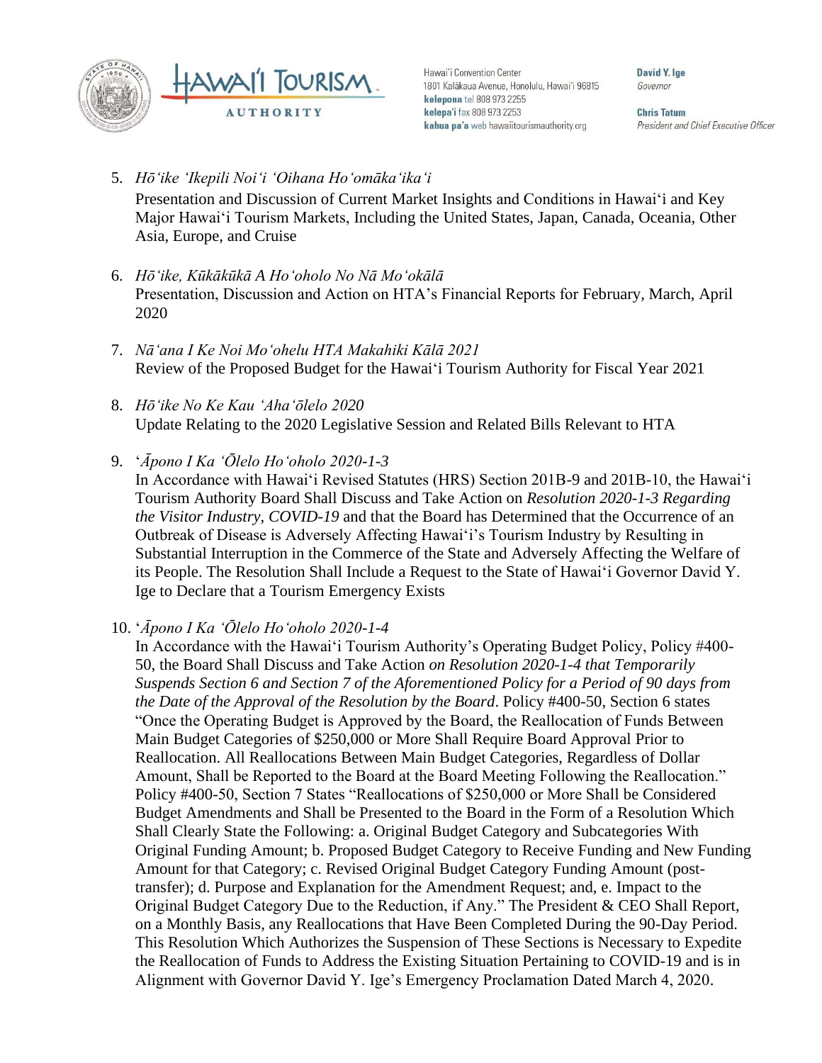5. *Hōʻike ʻIkepili Noiʻi ʻOihana Hoʻomākaʻikaʻi*
   Presentation and Discussion of Current Market Insights and Conditions in Hawaiʻi and Key Major Hawaiʻi Tourism Markets, Including the United States, Japan, Canada, Oceania, Other Asia, Europe, and Cruise

6. *Hōʻike, Kūkākūkā A Hoʻoholo No Nā Moʻokālā*
   Presentation, Discussion and Action on HTA's Financial Reports for February, March, April 2020

7. *Nāʻana I Ke Noi Moʻohelu HTA Makahiki Kālā 2021*
   Review of the Proposed Budget for the Hawaiʻi Tourism Authority for Fiscal Year 2021

8. *Hōʻike No Ke Kau ʻAhaʻōlelo 2020*
   Update Relating to the 2020 Legislative Session and Related Bills Relevant to HTA

9. *ʻĀpono I Ka ʻŌlelo Hoʻoholo 2020-1-3*
   In Accordance with Hawaiʻi Revised Statutes (HRS) Section 201B-9 and 201B-10, the Hawaiʻi Tourism Authority Board Shall Discuss and Take Action on *Resolution 2020-1-3 Regarding the Visitor Industry, COVID-19* and that the Board has Determined that the Occurrence of an Outbreak of Disease is Adversely Affecting Hawaiʻi's Tourism Industry by Resulting in Substantial Interruption in the Commerce of the State and Adversely Affecting the Welfare of its People. The Resolution Shall Include a Request to the State of Hawaiʻi Governor David Y. Ige to Declare that a Tourism Emergency Exists

10. *ʻĀpono I Ka ʻŌlelo Hoʻoholo 2020-1-4*
    In Accordance with the Hawaiʻi Tourism Authority's Operating Budget Policy, Policy #400-50, the Board Shall Discuss and Take Action *on Resolution 2020-1-4 that Temporarily Suspends Section 6 and Section 7 of the Aforementioned Policy for a Period of 90 days from the Date of the Approval of the Resolution by the Board*. Policy #400-50, Section 6 states "Once the Operating Budget is Approved by the Board, the Reallocation of Funds Between Main Budget Categories of $250,000 or More Shall Require Board Approval Prior to Reallocation. All Reallocations Between Main Budget Categories, Regardless of Dollar Amount, Shall be Reported to the Board at the Board Meeting Following the Reallocation." Policy #400-50, Section 7 States "Reallocations of $250,000 or More Shall be Considered Budget Amendments and Shall be Presented to the Board in the Form of a Resolution Which Shall Clearly State the Following: a. Original Budget Category and Subcategories With Original Funding Amount; b. Proposed Budget Category to Receive Funding and New Funding Amount for that Category; c. Revised Original Budget Category Funding Amount (post-transfer); d. Purpose and Explanation for the Amendment Request; and, e. Impact to the Original Budget Category Due to the Reduction, if Any." The President & CEO Shall Report, on a Monthly Basis, any Reallocations that Have Been Completed During the 90-Day Period. This Resolution Which Authorizes the Suspension of These Sections is Necessary to Expedite the Reallocation of Funds to Address the Existing Situation Pertaining to COVID-19 and is in Alignment with Governor David Y. Ige's Emergency Proclamation Dated March 4, 2020.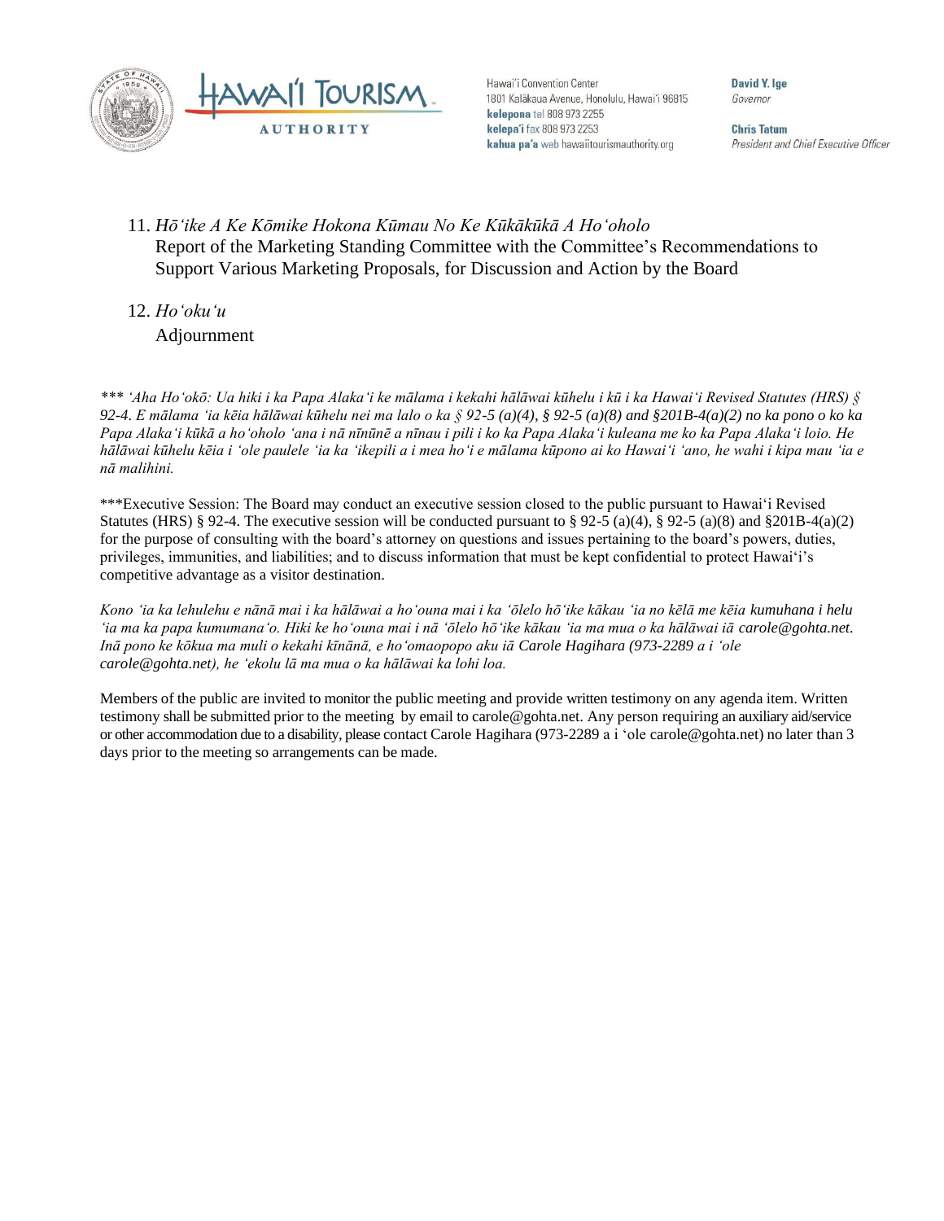11. *Hō'ike A Ke Kōmike Hokona Kūmau No Ke Kūkākūkā A Ho'oholo*
    Report of the Marketing Standing Committee with the Committee's Recommendations to Support Various Marketing Proposals, for Discussion and Action by the Board

12. *Ho'oku'u*
    Adjournment

*\*\*\* 'Aha Ho'okō: Ua hiki i ka Papa Alaka'i ke mālama i kekahi hālāwai kūhelu i kū i ka Hawai'i Revised Statutes (HRS) § 92-4. E mālama 'ia kēia hālāwai kūhelu nei ma lalo o ka § 92-5 (a)(4), § 92-5 (a)(8) and §201B-4(a)(2) no ka pono o ko ka Papa Alaka'i kūkā a ho'oholo 'ana i nā nīnūnē a nīnau i pili i ko ka Papa Alaka'i kuleana me ko ka Papa Alaka'i loio. He hālāwai kūhelu kēia i 'ole paulele 'ia ka 'ikepili a i mea ho'i e mālama kūpono ai ko Hawai'i 'ano, he wahi i kipa mau 'ia e nā malihini.*

\*\*\*Executive Session: The Board may conduct an executive session closed to the public pursuant to Hawai'i Revised Statutes (HRS) § 92-4. The executive session will be conducted pursuant to § 92-5 (a)(4), § 92-5 (a)(8) and §201B-4(a)(2) for the purpose of consulting with the board's attorney on questions and issues pertaining to the board's powers, duties, privileges, immunities, and liabilities; and to discuss information that must be kept confidential to protect Hawai'i's competitive advantage as a visitor destination.

*Kono 'ia ka lehulehu e nānā mai i ka hālāwai a ho'ouna mai i ka 'ōlelo hō'ike kākau 'ia no kēlā me kēia kumuhana i helu 'ia ma ka papa kumumana'o. Hiki ke ho'ouna mai i nā 'ōlelo hō'ike kākau 'ia ma mua o ka hālāwai iā carole@gohta.net. Inā pono ke kōkua ma muli o kekahi kīnānā, e ho'omaopopo aku iā Carole Hagihara (973-2289 a i 'ole carole@gohta.net), he 'ekolu lā ma mua o ka hālāwai ka lohi loa.*

Members of the public are invited to monitor the public meeting and provide written testimony on any agenda item. Written testimony shall be submitted prior to the meeting by email to carole@gohta.net. Any person requiring an auxiliary aid/service or other accommodation due to a disability, please contact Carole Hagihara (973-2289 a i 'ole carole@gohta.net) no later than 3 days prior to the meeting so arrangements can be made.